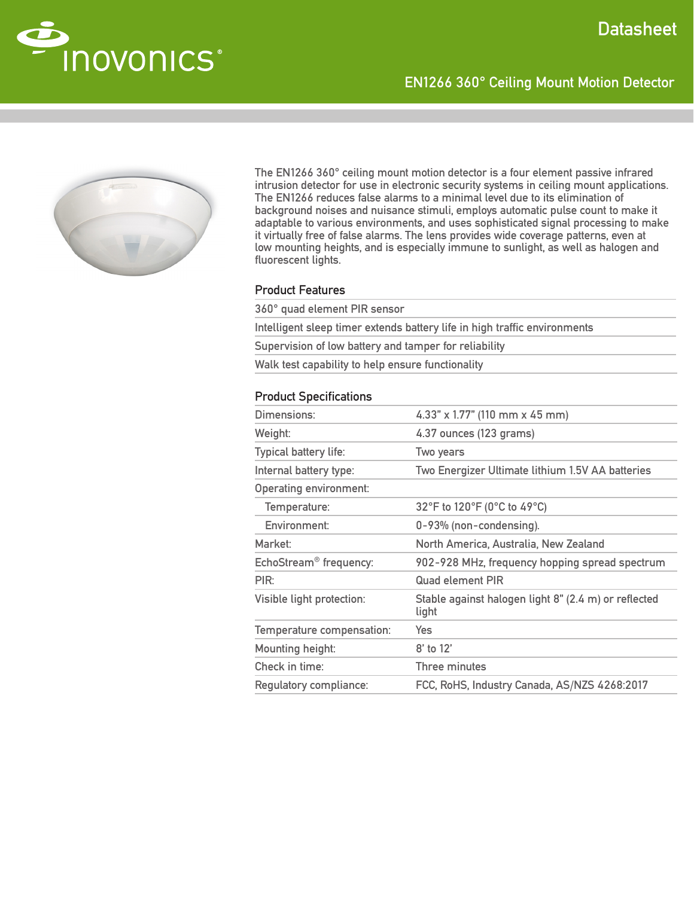inovonics®

# Datasheet

## EN1266 360° Ceiling Mount Motion Detector

The EN1266 360° ceiling mount motion detector is a four element passive infrared intrusion detector for use in electronic security systems in ceiling mount applications. The EN1266 reduces false alarms to a minimal level due to its elimination of background noises and nuisance stimuli, employs automatic pulse count to make it adaptable to various environments, and uses sophisticated signal processing to make it virtually free of false alarms. The lens provides wide coverage patterns, even at low mounting heights, and is especially immune to sunlight, as well as halogen and fluorescent lights.

### Product Features

- 360° quad element PIR sensor
- Intelligent sleep timer extends battery life in high traffic environments
- Supervision of low battery and tamper for reliability
- Walk test capability to help ensure functionality

### Product Specifications

| | |
|---|---|
| Dimensions: | 4.33" x 1.77" (110 mm x 45 mm) |
| Weight: | 4.37 ounces (123 grams) |
| Typical battery life: | Two years |
| Internal battery type: | Two Energizer Ultimate lithium 1.5V AA batteries |
| Operating environment: | |
| Temperature: | 32°F to 120°F (0°C to 49°C) |
| Environment: | 0-93% (non-condensing). |
| Market: | North America, Australia, New Zealand |
| EchoStream® frequency: | 902-928 MHz, frequency hopping spread spectrum |
| PIR: | Quad element PIR |
| Visible light protection: | Stable against halogen light 8" (2.4 m) or reflected light |
| Temperature compensation: | Yes |
| Mounting height: | 8' to 12' |
| Check in time: | Three minutes |
| Regulatory compliance: | FCC, RoHS, Industry Canada, AS/NZS 4268:2017 |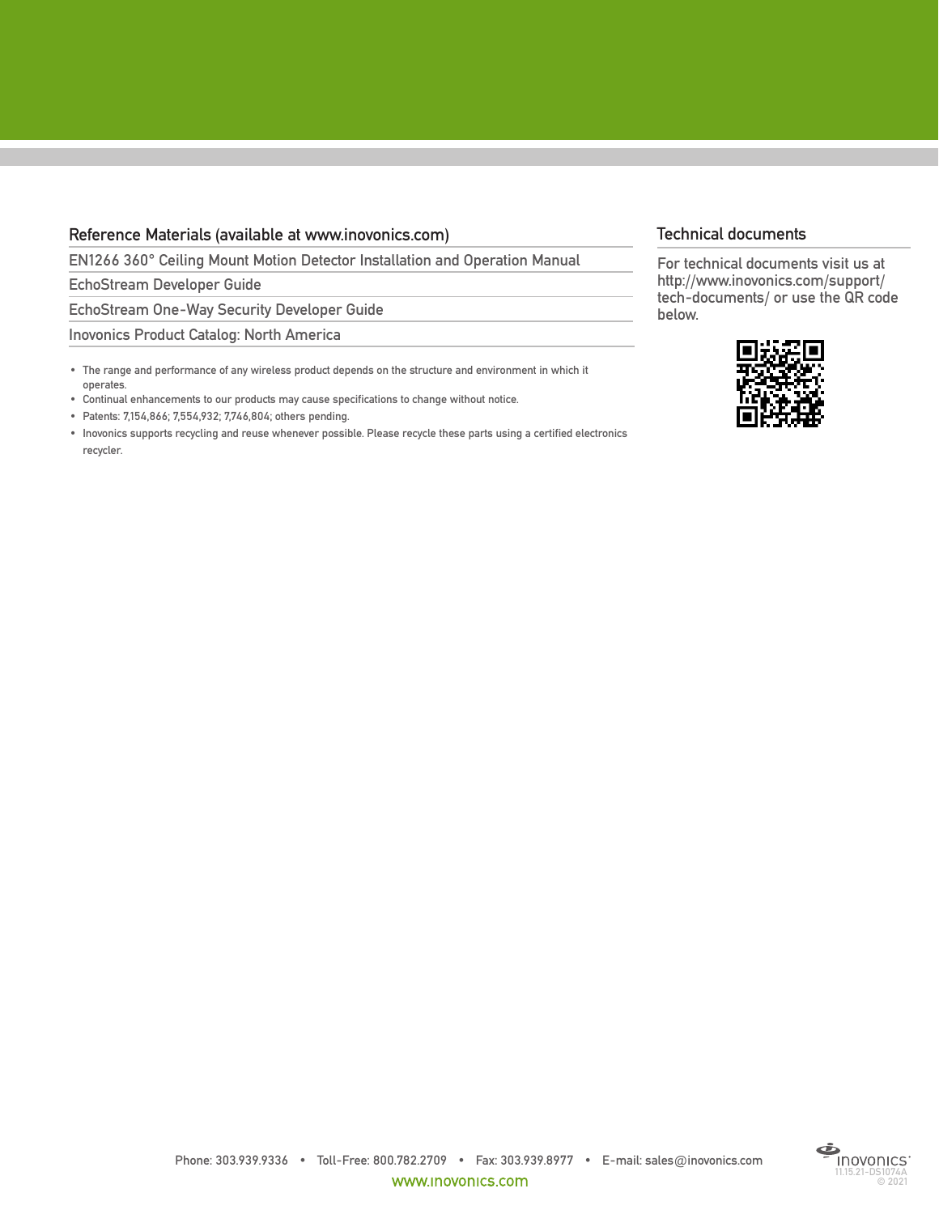## Reference Materials (available at www.inovonics.com)

- EN1266 360° Ceiling Mount Motion Detector Installation and Operation Manual
- EchoStream Developer Guide
- EchoStream One-Way Security Developer Guide
- Inovonics Product Catalog: North America

- The range and performance of any wireless product depends on the structure and environment in which it operates.
- Continual enhancements to our products may cause specifications to change without notice.
- Patents: 7,154,866; 7,554,932; 7,746,804; others pending.
- Inovonics supports recycling and reuse whenever possible. Please recycle these parts using a certified electronics recycler.

## Technical documents

For technical documents visit us at http://www.inovonics.com/support/tech-documents/ or use the QR code below.

Phone: 303.939.9336 • Toll-Free: 800.782.2709 • Fax: 303.939.8977 • E-mail: sales@inovonics.com

www.inovonics.com

inovonics

11.15.21-DS1074A

© 2021